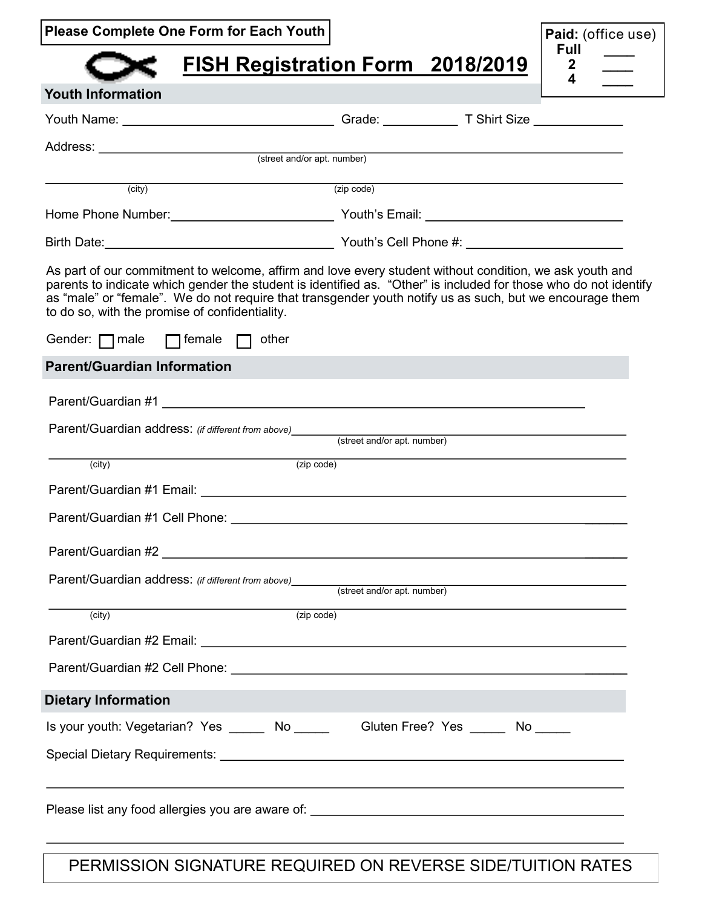**Please Complete One Form for Each Youth**

| **Paid:** (office use) | |
|---|---|
| **Full** | ____ |
| **2** | ____ |
| **4** | ____ |

# FISH Registration Form 2018/2019

## Youth Information

Youth Name: ______________________________ Grade: __________ T Shirt Size ____________

Address: ______________________________________________________________________
(street and/or apt. number)

______________________________________________________________________________
(city) (zip code)

Home Phone Number: ______________________ Youth's Email: ____________________________

Birth Date: ________________________________ Youth's Cell Phone #: _____________________

As part of our commitment to welcome, affirm and love every student without condition, we ask youth and parents to indicate which gender the student is identified as. "Other" is included for those who do not identify as "male" or "female". We do not require that transgender youth notify us as such, but we encourage them to do so, with the promise of confidentiality.

Gender: ☐ male ☐ female ☐ other

## Parent/Guardian Information

Parent/Guardian #1 ____________________________________________________________

Parent/Guardian address: *(if different from above)* ______________________________________
(street and/or apt. number)

______________________________________________________________________________
(city) (zip code)

Parent/Guardian #1 Email: ______________________________________________________

Parent/Guardian #1 Cell Phone: __________________________________________________

Parent/Guardian #2 ____________________________________________________________

Parent/Guardian address: *(if different from above)* ______________________________________
(street and/or apt. number)

______________________________________________________________________________
(city) (zip code)

Parent/Guardian #2 Email: ______________________________________________________

Parent/Guardian #2 Cell Phone: __________________________________________________

## Dietary Information

Is your youth: Vegetarian? Yes _____ No _____ Gluten Free? Yes _____ No _____

Special Dietary Requirements: ____________________________________________________

______________________________________________________________________________

Please list any food allergies you are aware of: ______________________________________

______________________________________________________________________________

PERMISSION SIGNATURE REQUIRED ON REVERSE SIDE/TUITION RATES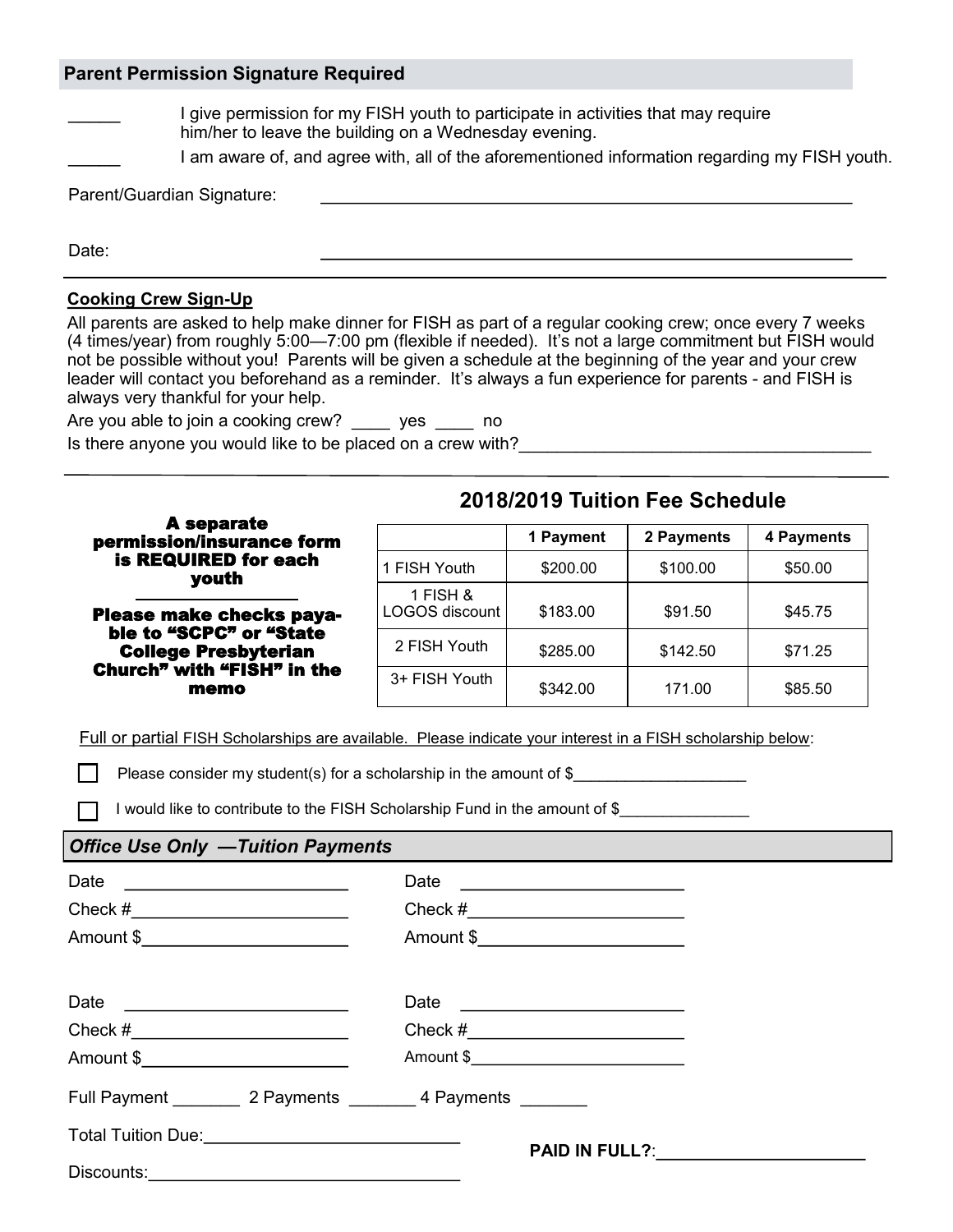## Parent Permission Signature Required

______ I give permission for my FISH youth to participate in activities that may require him/her to leave the building on a Wednesday evening.

______ I am aware of, and agree with, all of the aforementioned information regarding my FISH youth.

Parent/Guardian Signature: ____________________________________________

Date: ____________________________________________

**Cooking Crew Sign-Up**

All parents are asked to help make dinner for FISH as part of a regular cooking crew; once every 7 weeks (4 times/year) from roughly 5:00—7:00 pm (flexible if needed). It's not a large commitment but FISH would not be possible without you! Parents will be given a schedule at the beginning of the year and your crew leader will contact you beforehand as a reminder. It's always a fun experience for parents - and FISH is always very thankful for your help.

Are you able to join a cooking crew? ____ yes ____ no

Is there anyone you would like to be placed on a crew with?_____________________________________

**A separate permission/insurance form is REQUIRED for each youth**

**Please make checks payable to "SCPC" or "State College Presbyterian Church" with "FISH" in the memo**

## 2018/2019 Tuition Fee Schedule

| | 1 Payment | 2 Payments | 4 Payments |
|---|---|---|---|
| 1 FISH Youth | $200.00 | $100.00 | $50.00 |
| 1 FISH & LOGOS discount | $183.00 | $91.50 | $45.75 |
| 2 FISH Youth | $285.00 | $142.50 | $71.25 |
| 3+ FISH Youth | $342.00 | 171.00 | $85.50 |

Full or partial FISH Scholarships are available. Please indicate your interest in a FISH scholarship below:

☐ Please consider my student(s) for a scholarship in the amount of $____________________

☐ I would like to contribute to the FISH Scholarship Fund in the amount of $_______________

### *Office Use Only —Tuition Payments*

Date ______________________ Date ______________________

Check #______________________ Check #______________________

Amount $______________________ Amount $______________________

Date ______________________ Date ______________________

Check #______________________ Check #______________________

Amount $______________________ Amount $______________________

Full Payment _______ 2 Payments _______ 4 Payments _______

Total Tuition Due:__________________________

**PAID IN FULL?**:______________________

Discounts:________________________________